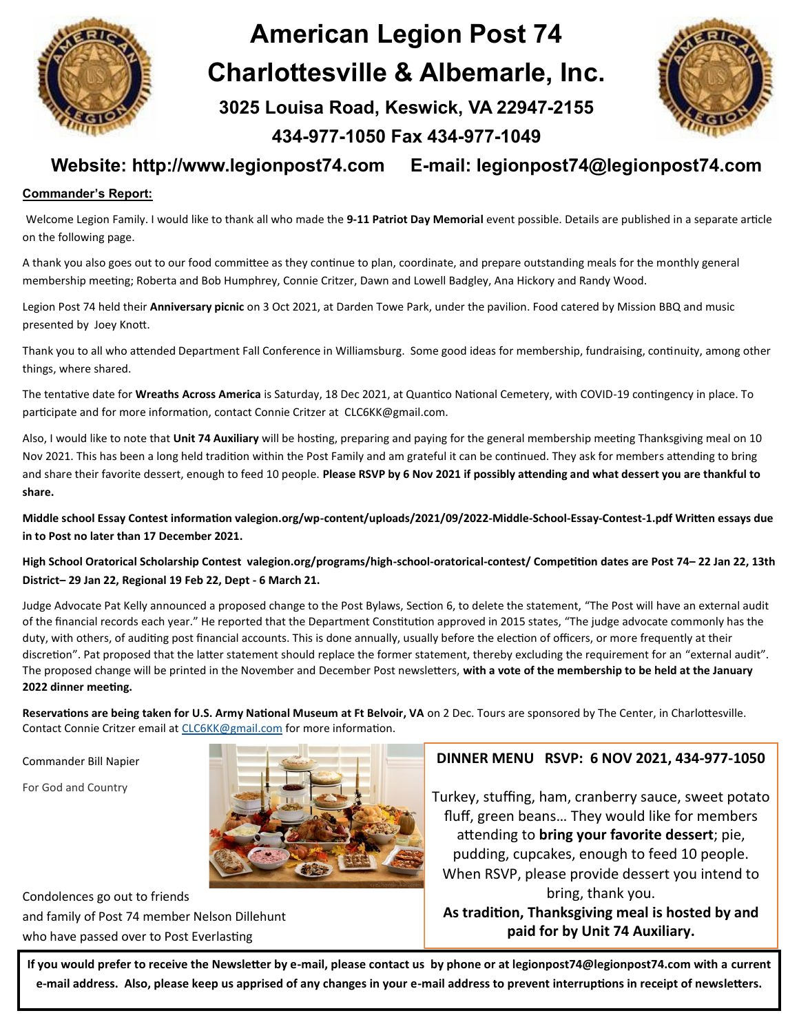# American Legion Post 74
# Charlottesville & Albemarle, Inc.

**3025 Louisa Road, Keswick, VA 22947-2155**

**434-977-1050 Fax 434-977-1049**

**Website: http://www.legionpost74.com E-mail: legionpost74@legionpost74.com**

## Commander's Report:

Welcome Legion Family. I would like to thank all who made the **9-11 Patriot Day Memorial** event possible. Details are published in a separate article on the following page.

A thank you also goes out to our food committee as they continue to plan, coordinate, and prepare outstanding meals for the monthly general membership meeting; Roberta and Bob Humphrey, Connie Critzer, Dawn and Lowell Badgley, Ana Hickory and Randy Wood.

Legion Post 74 held their **Anniversary picnic** on 3 Oct 2021, at Darden Towe Park, under the pavilion. Food catered by Mission BBQ and music presented by Joey Knott.

Thank you to all who attended Department Fall Conference in Williamsburg. Some good ideas for membership, fundraising, continuity, among other things, where shared.

The tentative date for **Wreaths Across America** is Saturday, 18 Dec 2021, at Quantico National Cemetery, with COVID-19 contingency in place. To participate and for more information, contact Connie Critzer at CLC6KK@gmail.com.

Also, I would like to note that **Unit 74 Auxiliary** will be hosting, preparing and paying for the general membership meeting Thanksgiving meal on 10 Nov 2021. This has been a long held tradition within the Post Family and am grateful it can be continued. They ask for members attending to bring and share their favorite dessert, enough to feed 10 people. **Please RSVP by 6 Nov 2021 if possibly attending and what dessert you are thankful to share.**

**Middle school Essay Contest information valegion.org/wp-content/uploads/2021/09/2022-Middle-School-Essay-Contest-1.pdf Written essays due in to Post no later than 17 December 2021.**

**High School Oratorical Scholarship Contest valegion.org/programs/high-school-oratorical-contest/ Competition dates are Post 74– 22 Jan 22, 13th District– 29 Jan 22, Regional 19 Feb 22, Dept - 6 March 21.**

Judge Advocate Pat Kelly announced a proposed change to the Post Bylaws, Section 6, to delete the statement, "The Post will have an external audit of the financial records each year." He reported that the Department Constitution approved in 2015 states, "The judge advocate commonly has the duty, with others, of auditing post financial accounts. This is done annually, usually before the election of officers, or more frequently at their discretion". Pat proposed that the latter statement should replace the former statement, thereby excluding the requirement for an "external audit". The proposed change will be printed in the November and December Post newsletters, **with a vote of the membership to be held at the January 2022 dinner meeting.**

**Reservations are being taken for U.S. Army National Museum at Ft Belvoir, VA** on 2 Dec. Tours are sponsored by The Center, in Charlottesville. Contact Connie Critzer email at CLC6KK@gmail.com for more information.

Commander Bill Napier

For God and Country

Condolences go out to friends and family of Post 74 member Nelson Dillehunt who have passed over to Post Everlasting

**DINNER MENU RSVP: 6 NOV 2021, 434-977-1050**

Turkey, stuffing, ham, cranberry sauce, sweet potato fluff, green beans… They would like for members attending to **bring your favorite dessert**; pie, pudding, cupcakes, enough to feed 10 people. When RSVP, please provide dessert you intend to bring, thank you.

**As tradition, Thanksgiving meal is hosted by and paid for by Unit 74 Auxiliary.**

**If you would prefer to receive the Newsletter by e-mail, please contact us by phone or at legionpost74@legionpost74.com with a current e-mail address. Also, please keep us apprised of any changes in your e-mail address to prevent interruptions in receipt of newsletters.**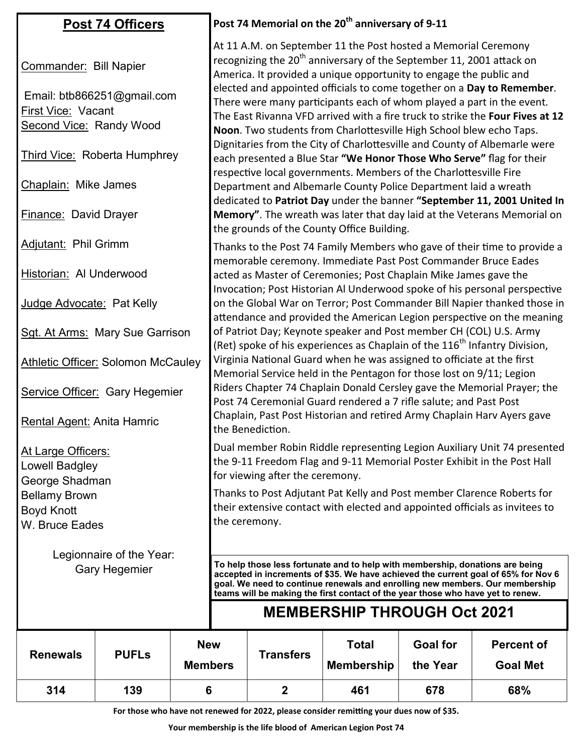## Post 74 Officers

Commander: Bill Napier

Email: btb866251@gmail.com

First Vice: Vacant

Second Vice: Randy Wood

Third Vice: Roberta Humphrey

Chaplain: Mike James

Finance: David Drayer

Adjutant: Phil Grimm

Historian: Al Underwood

Judge Advocate: Pat Kelly

Sgt. At Arms: Mary Sue Garrison

Athletic Officer: Solomon McCauley

Service Officer: Gary Hegemier

Rental Agent: Anita Hamric

At Large Officers:
Lowell Badgley
George Shadman
Bellamy Brown
Boyd Knott
W. Bruce Eades

Legionnaire of the Year:
Gary Hegemier

## Post 74 Memorial on the 20th anniversary of 9-11

At 11 A.M. on September 11 the Post hosted a Memorial Ceremony recognizing the 20th anniversary of the September 11, 2001 attack on America. It provided a unique opportunity to engage the public and elected and appointed officials to come together on a **Day to Remember**. There were many participants each of whom played a part in the event. The East Rivanna VFD arrived with a fire truck to strike the **Four Fives at 12 Noon**. Two students from Charlottesville High School blew echo Taps. Dignitaries from the City of Charlottesville and County of Albemarle were each presented a Blue Star **"We Honor Those Who Serve"** flag for their respective local governments. Members of the Charlottesville Fire Department and Albemarle County Police Department laid a wreath dedicated to **Patriot Day** under the banner **"September 11, 2001 United In Memory"**. The wreath was later that day laid at the Veterans Memorial on the grounds of the County Office Building.

Thanks to the Post 74 Family Members who gave of their time to provide a memorable ceremony. Immediate Past Post Commander Bruce Eades acted as Master of Ceremonies; Post Chaplain Mike James gave the Invocation; Post Historian Al Underwood spoke of his personal perspective on the Global War on Terror; Post Commander Bill Napier thanked those in attendance and provided the American Legion perspective on the meaning of Patriot Day; Keynote speaker and Post member CH (COL) U.S. Army (Ret) spoke of his experiences as Chaplain of the 116th Infantry Division, Virginia National Guard when he was assigned to officiate at the first Memorial Service held in the Pentagon for those lost on 9/11; Legion Riders Chapter 74 Chaplain Donald Cersley gave the Memorial Prayer; the Post 74 Ceremonial Guard rendered a 7 rifle salute; and Past Post Chaplain, Past Post Historian and retired Army Chaplain Harv Ayers gave the Benediction.

Dual member Robin Riddle representing Legion Auxiliary Unit 74 presented the 9-11 Freedom Flag and 9-11 Memorial Poster Exhibit in the Post Hall for viewing after the ceremony.

Thanks to Post Adjutant Pat Kelly and Post member Clarence Roberts for their extensive contact with elected and appointed officials as invitees to the ceremony.

**To help those less fortunate and to help with membership, donations are being accepted in increments of $35. We have achieved the current goal of 65% for Nov 6 goal. We need to continue renewals and enrolling new members. Our membership teams will be making the first contact of the year those who have yet to renew.**

## MEMBERSHIP THROUGH Oct 2021

| Renewals | PUFLs | New Members | Transfers | Total Membership | Goal for the Year | Percent of Goal Met |
|---|---|---|---|---|---|---|
| 314 | 139 | 6 | 2 | 461 | 678 | 68% |

**For those who have not renewed for 2022, please consider remitting your dues now of $35.**

**Your membership is the life blood of American Legion Post 74**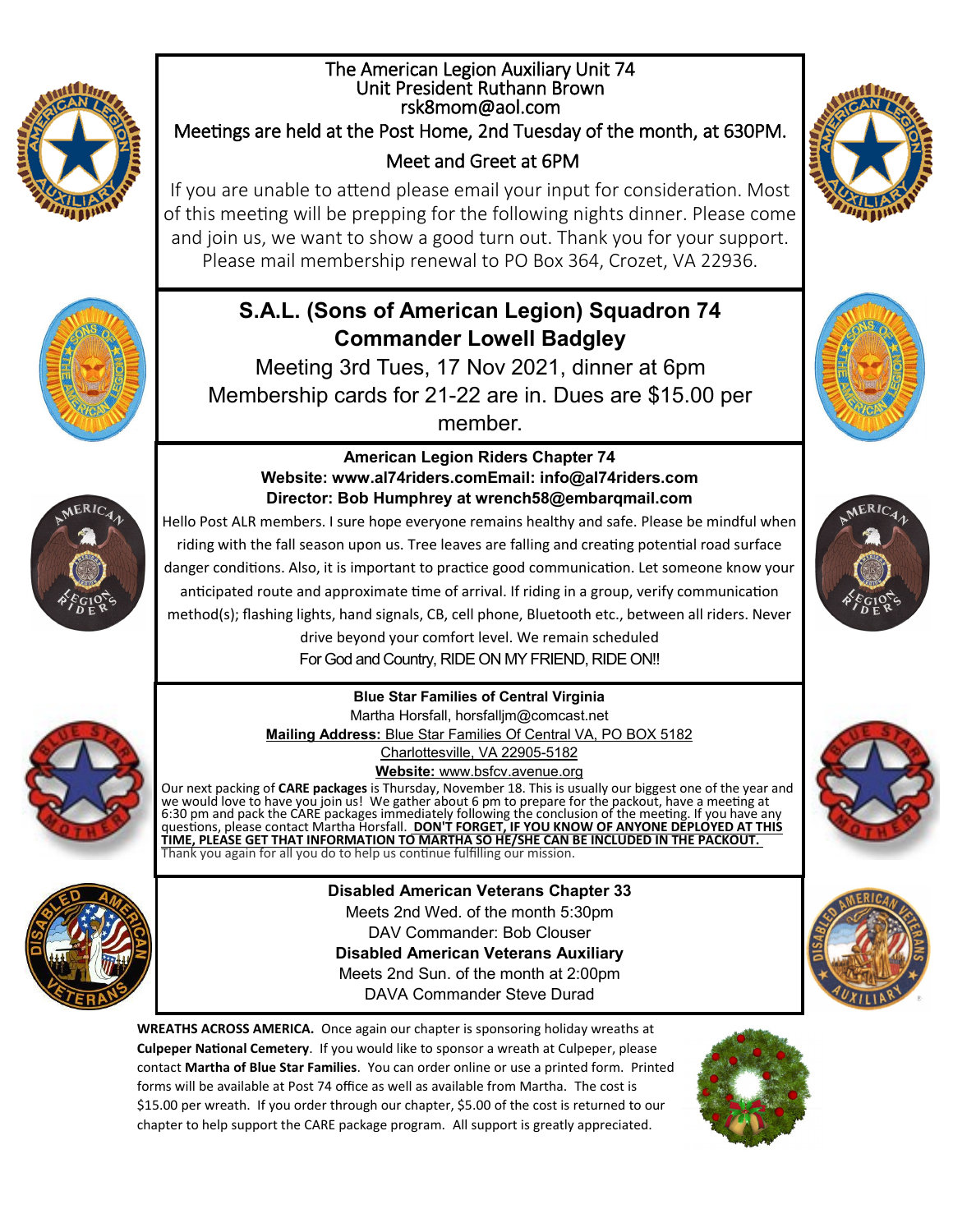## The American Legion Auxiliary Unit 74

Unit President Ruthann Brown
rsk8mom@aol.com

Meetings are held at the Post Home, 2nd Tuesday of the month, at 630PM.

Meet and Greet at 6PM

If you are unable to attend please email your input for consideration. Most of this meeting will be prepping for the following nights dinner. Please come and join us, we want to show a good turn out. Thank you for your support. Please mail membership renewal to PO Box 364, Crozet, VA 22936.

## S.A.L. (Sons of American Legion) Squadron 74
## Commander Lowell Badgley

Meeting 3rd Tues, 17 Nov 2021, dinner at 6pm
Membership cards for 21-22 are in. Dues are $15.00 per member.

### American Legion Riders Chapter 74

**Website: www.al74riders.comEmail: info@al74riders.com**
**Director: Bob Humphrey at wrench58@embarqmail.com**

Hello Post ALR members. I sure hope everyone remains healthy and safe. Please be mindful when riding with the fall season upon us. Tree leaves are falling and creating potential road surface danger conditions. Also, it is important to practice good communication. Let someone know your anticipated route and approximate time of arrival. If riding in a group, verify communication method(s); flashing lights, hand signals, CB, cell phone, Bluetooth etc., between all riders. Never drive beyond your comfort level. We remain scheduled

For God and Country, RIDE ON MY FRIEND, RIDE ON!!

### Blue Star Families of Central Virginia

Martha Horsfall, horsfalljm@comcast.net
**Mailing Address:** Blue Star Families Of Central VA, PO BOX 5182
Charlottesville, VA 22905-5182
**Website:** www.bsfcv.avenue.org

Our next packing of **CARE packages** is Thursday, November 18. This is usually our biggest one of the year and we would love to have you join us! We gather about 6 pm to prepare for the packout, have a meeting at 6:30 pm and pack the CARE packages immediately following the conclusion of the meeting. If you have any questions, please contact Martha Horsfall. **DON'T FORGET, IF YOU KNOW OF ANYONE DEPLOYED AT THIS TIME, PLEASE GET THAT INFORMATION TO MARTHA SO HE/SHE CAN BE INCLUDED IN THE PACKOUT.** Thank you again for all you do to help us continue fulfilling our mission.

### Disabled American Veterans Chapter 33

Meets 2nd Wed. of the month 5:30pm
DAV Commander: Bob Clouser

**Disabled American Veterans Auxiliary**

Meets 2nd Sun. of the month at 2:00pm
DAVA Commander Steve Durad

**WREATHS ACROSS AMERICA.** Once again our chapter is sponsoring holiday wreaths at **Culpeper National Cemetery**. If you would like to sponsor a wreath at Culpeper, please contact **Martha of Blue Star Families**. You can order online or use a printed form. Printed forms will be available at Post 74 office as well as available from Martha. The cost is $15.00 per wreath. If you order through our chapter, $5.00 of the cost is returned to our chapter to help support the CARE package program. All support is greatly appreciated.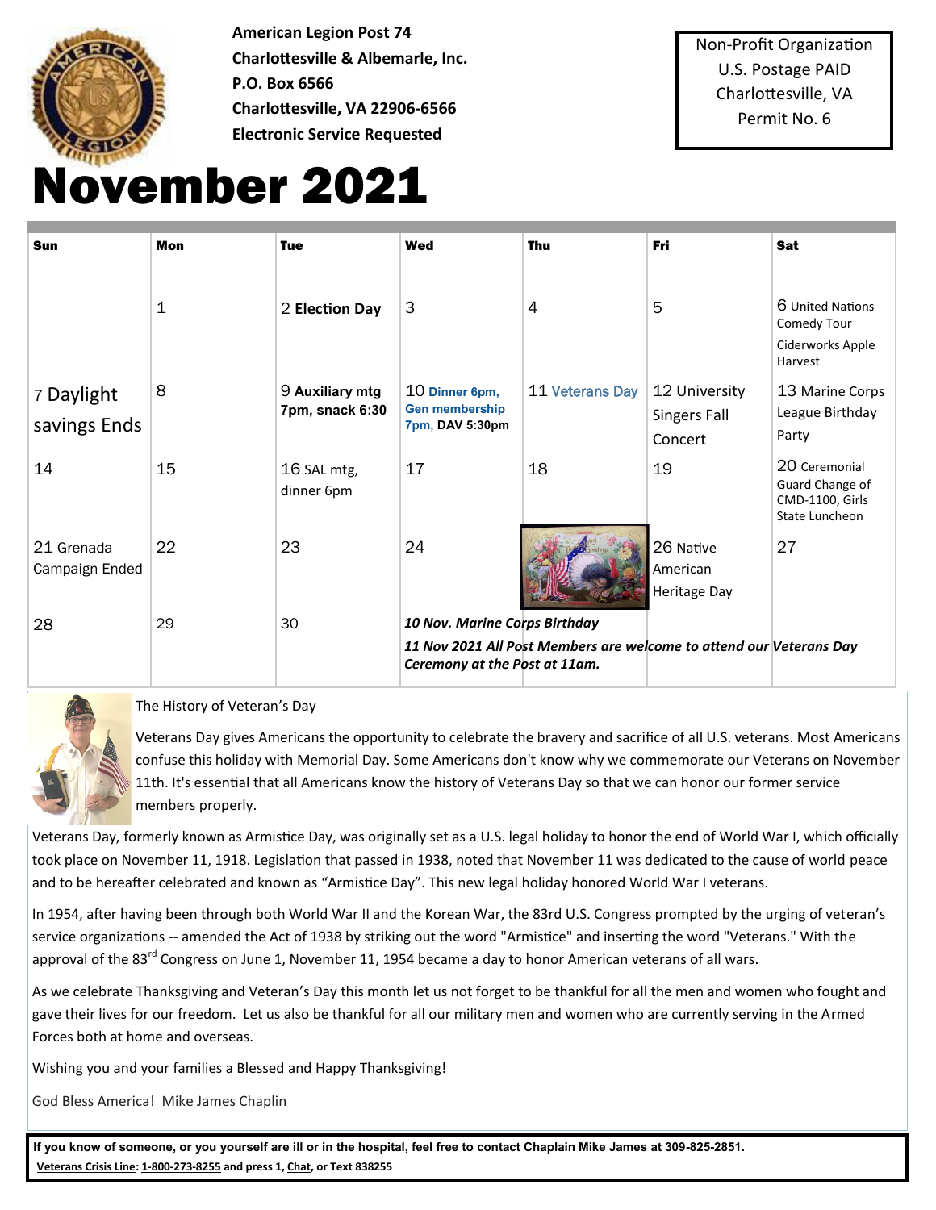**American Legion Post 74**
**Charlottesville & Albemarle, Inc.**
**P.O. Box 6566**
**Charlottesville, VA 22906-6566**
**Electronic Service Requested**

Non-Profit Organization
U.S. Postage PAID
Charlottesville, VA
Permit No. 6

# November 2021

| Sun | Mon | Tue | Wed | Thu | Fri | Sat |
|---|---|---|---|---|---|---|
| | 1 | 2 **Election Day** | 3 | 4 | 5 | 6 United Nations Comedy Tour<br>Ciderworks Apple Harvest |
| 7 Daylight savings Ends | 8 | 9 **Auxiliary mtg 7pm, snack 6:30** | 10 **Dinner 6pm, Gen membership 7pm, DAV 5:30pm** | 11 **Veterans Day** | 12 University Singers Fall Concert | 13 Marine Corps League Birthday Party |
| 14 | 15 | 16 SAL mtg, dinner 6pm | 17 | 18 | 19 | 20 Ceremonial Guard Change of CMD-1100, Girls State Luncheon |
| 21 Grenada Campaign Ended | 22 | 23 | 24 | | 26 Native American Heritage Day | 27 |
| 28 | 29 | 30 | | | | |

***10 Nov. Marine Corps Birthday***

***11 Nov 2021 All Post Members are welcome to attend our Veterans Day Ceremony at the Post at 11am.***

The History of Veteran's Day

Veterans Day gives Americans the opportunity to celebrate the bravery and sacrifice of all U.S. veterans. Most Americans confuse this holiday with Memorial Day. Some Americans don't know why we commemorate our Veterans on November 11th. It's essential that all Americans know the history of Veterans Day so that we can honor our former service members properly.

Veterans Day, formerly known as Armistice Day, was originally set as a U.S. legal holiday to honor the end of World War I, which officially took place on November 11, 1918. Legislation that passed in 1938, noted that November 11 was dedicated to the cause of world peace and to be hereafter celebrated and known as "Armistice Day". This new legal holiday honored World War I veterans.

In 1954, after having been through both World War II and the Korean War, the 83rd U.S. Congress prompted by the urging of veteran's service organizations -- amended the Act of 1938 by striking out the word "Armistice" and inserting the word "Veterans." With the approval of the 83rd Congress on June 1, November 11, 1954 became a day to honor American veterans of all wars.

As we celebrate Thanksgiving and Veteran's Day this month let us not forget to be thankful for all the men and women who fought and gave their lives for our freedom. Let us also be thankful for all our military men and women who are currently serving in the Armed Forces both at home and overseas.

Wishing you and your families a Blessed and Happy Thanksgiving!

God Bless America! Mike James Chaplin

**If you know of someone, or you yourself are ill or in the hospital, feel free to contact Chaplain Mike James at 309-825-2851.**
**Veterans Crisis Line: 1-800-273-8255 and press 1, Chat, or Text 838255**